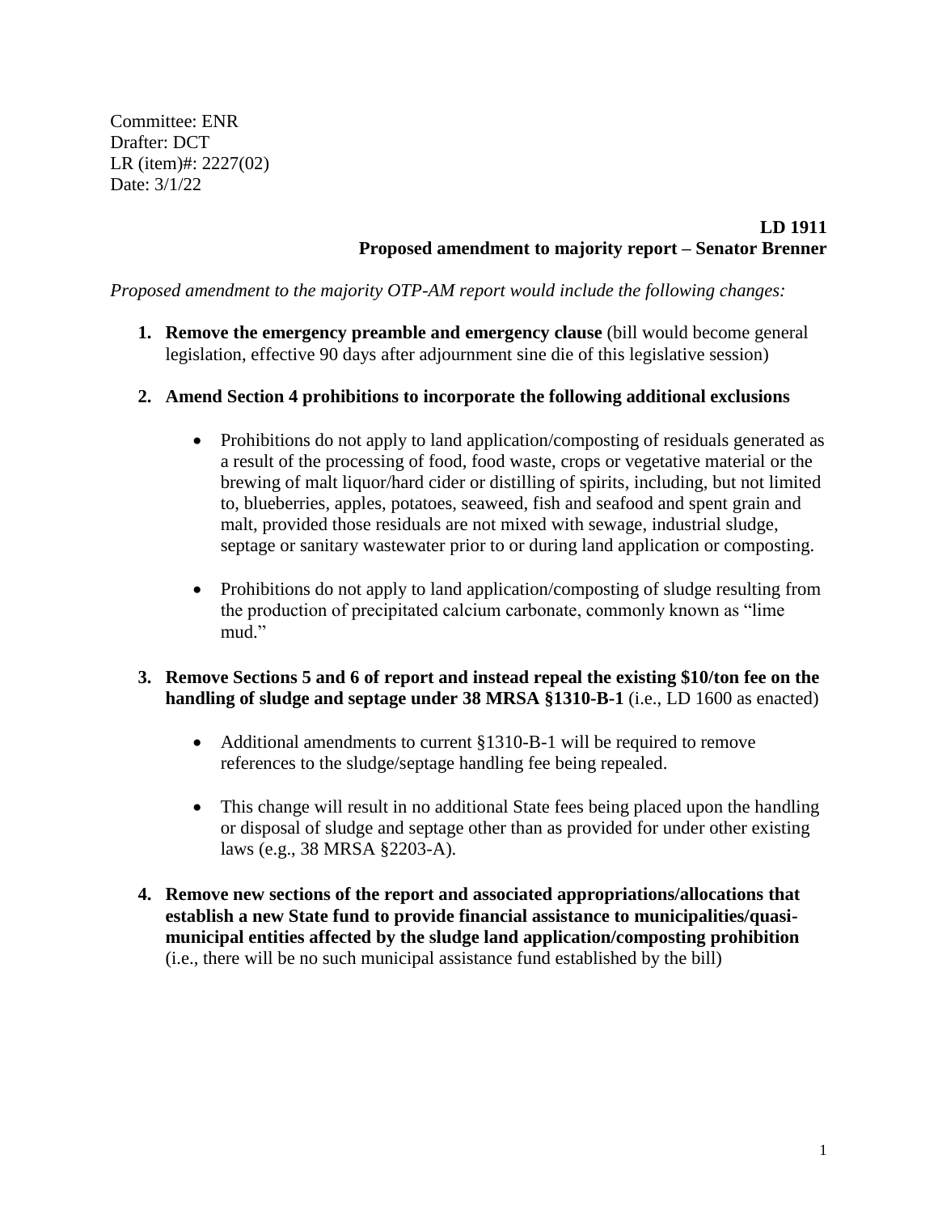Committee: ENR
Drafter: DCT
LR (item)#: 2227(02)
Date: 3/1/22

**LD 1911**
**Proposed amendment to majority report – Senator Brenner**

*Proposed amendment to the majority OTP-AM report would include the following changes:*

1. **Remove the emergency preamble and emergency clause** (bill would become general legislation, effective 90 days after adjournment sine die of this legislative session)

2. **Amend Section 4 prohibitions to incorporate the following additional exclusions**

   - Prohibitions do not apply to land application/composting of residuals generated as a result of the processing of food, food waste, crops or vegetative material or the brewing of malt liquor/hard cider or distilling of spirits, including, but not limited to, blueberries, apples, potatoes, seaweed, fish and seafood and spent grain and malt, provided those residuals are not mixed with sewage, industrial sludge, septage or sanitary wastewater prior to or during land application or composting.

   - Prohibitions do not apply to land application/composting of sludge resulting from the production of precipitated calcium carbonate, commonly known as "lime mud."

3. **Remove Sections 5 and 6 of report and instead repeal the existing $10/ton fee on the handling of sludge and septage under 38 MRSA §1310-B-1** (i.e., LD 1600 as enacted)

   - Additional amendments to current §1310-B-1 will be required to remove references to the sludge/septage handling fee being repealed.

   - This change will result in no additional State fees being placed upon the handling or disposal of sludge and septage other than as provided for under other existing laws (e.g., 38 MRSA §2203-A).

4. **Remove new sections of the report and associated appropriations/allocations that establish a new State fund to provide financial assistance to municipalities/quasi-municipal entities affected by the sludge land application/composting prohibition** (i.e., there will be no such municipal assistance fund established by the bill)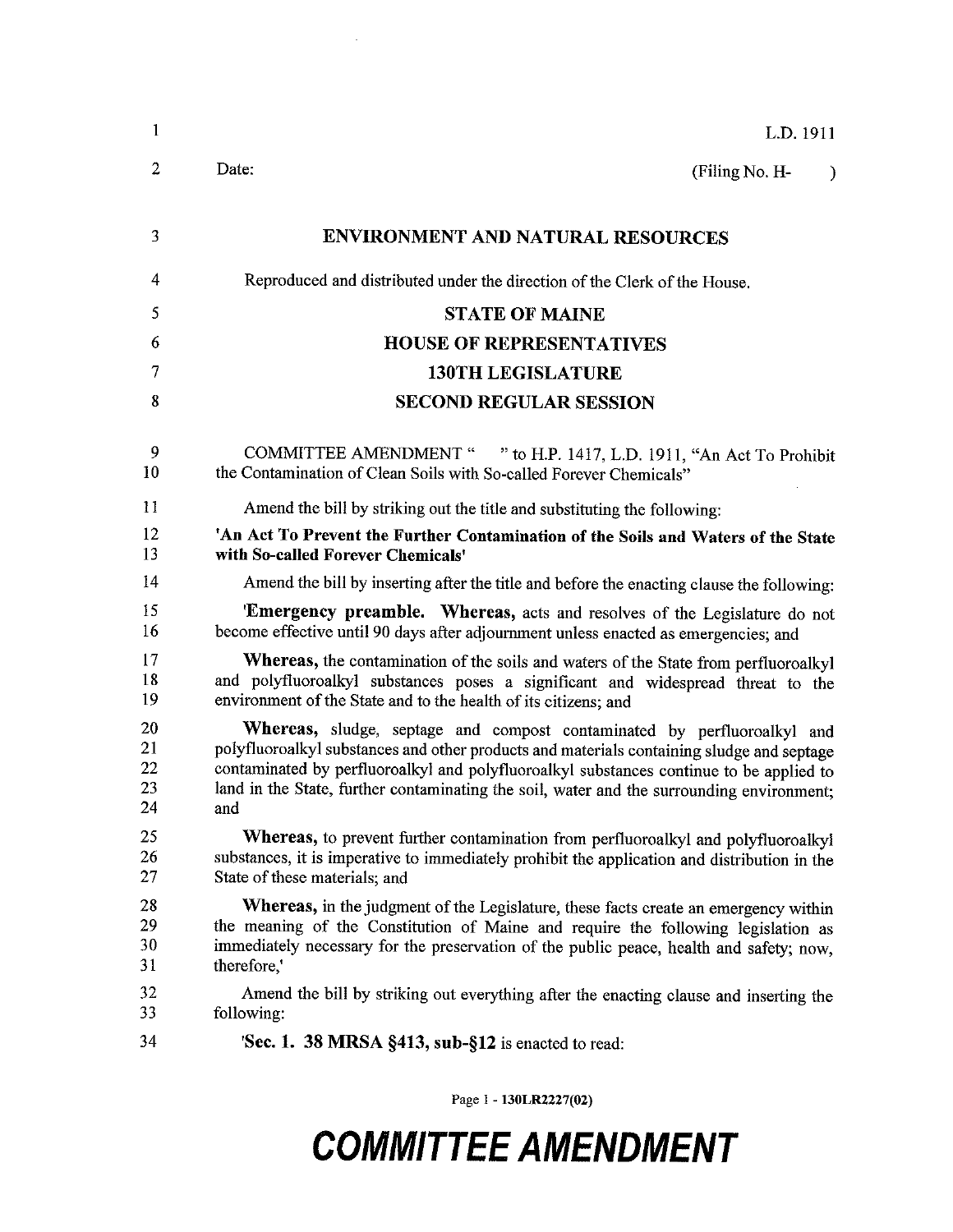L.D. 1911

Date: (Filing No. H- )

## ENVIRONMENT AND NATURAL RESOURCES

Reproduced and distributed under the direction of the Clerk of the House.

## STATE OF MAINE
## HOUSE OF REPRESENTATIVES
## 130TH LEGISLATURE
## SECOND REGULAR SESSION

COMMITTEE AMENDMENT " " to H.P. 1417, L.D. 1911, "An Act To Prohibit the Contamination of Clean Soils with So-called Forever Chemicals"

Amend the bill by striking out the title and substituting the following:

**'An Act To Prevent the Further Contamination of the Soils and Waters of the State with So-called Forever Chemicals'**

Amend the bill by inserting after the title and before the enacting clause the following:

'**Emergency preamble.** **Whereas,** acts and resolves of the Legislature do not become effective until 90 days after adjournment unless enacted as emergencies; and

**Whereas,** the contamination of the soils and waters of the State from perfluoroalkyl and polyfluoroalkyl substances poses a significant and widespread threat to the environment of the State and to the health of its citizens; and

**Whereas,** sludge, septage and compost contaminated by perfluoroalkyl and polyfluoroalkyl substances and other products and materials containing sludge and septage contaminated by perfluoroalkyl and polyfluoroalkyl substances continue to be applied to land in the State, further contaminating the soil, water and the surrounding environment; and

**Whereas,** to prevent further contamination from perfluoroalkyl and polyfluoroalkyl substances, it is imperative to immediately prohibit the application and distribution in the State of these materials; and

**Whereas,** in the judgment of the Legislature, these facts create an emergency within the meaning of the Constitution of Maine and require the following legislation as immediately necessary for the preservation of the public peace, health and safety; now, therefore,'

Amend the bill by striking out everything after the enacting clause and inserting the following:

'**Sec. 1. 38 MRSA §413, sub-§12** is enacted to read: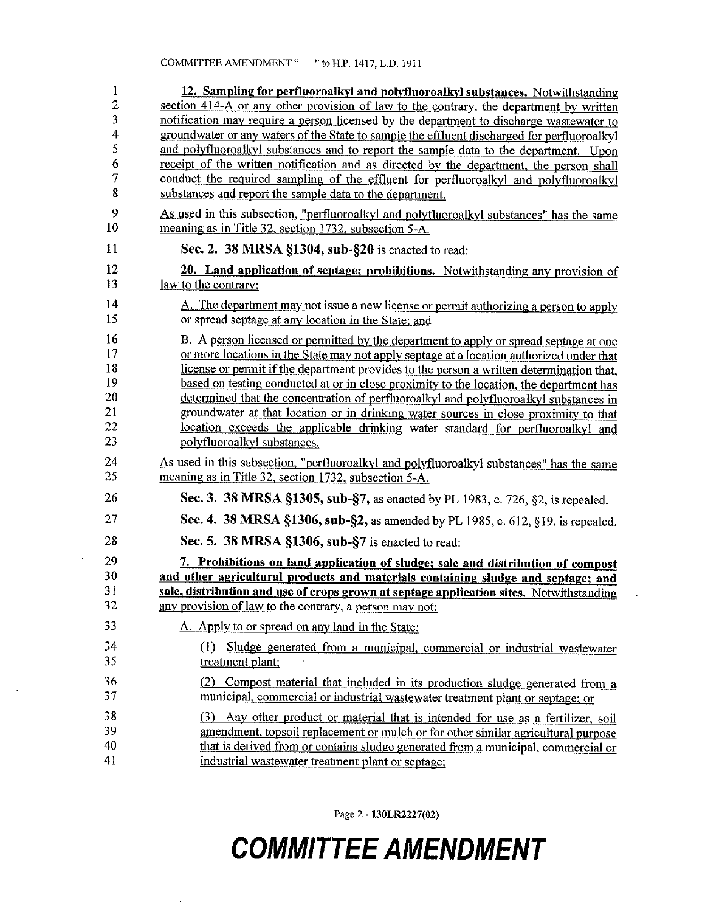**12. Sampling for perfluoroalkyl and polyfluoroalkyl substances.** Notwithstanding section 414-A or any other provision of law to the contrary, the department by written notification may require a person licensed by the department to discharge wastewater to groundwater or any waters of the State to sample the effluent discharged for perfluoroalkyl and polyfluoroalkyl substances and to report the sample data to the department. Upon receipt of the written notification and as directed by the department, the person shall conduct the required sampling of the effluent for perfluoroalkyl and polyfluoroalkyl substances and report the sample data to the department.

As used in this subsection, "perfluoroalkyl and polyfluoroalkyl substances" has the same meaning as in Title 32, section 1732, subsection 5-A.

**Sec. 2. 38 MRSA §1304, sub-§20** is enacted to read:

**20. Land application of septage; prohibitions.** Notwithstanding any provision of law to the contrary:

A. The department may not issue a new license or permit authorizing a person to apply or spread septage at any location in the State; and

B. A person licensed or permitted by the department to apply or spread septage at one or more locations in the State may not apply septage at a location authorized under that license or permit if the department provides to the person a written determination that, based on testing conducted at or in close proximity to the location, the department has determined that the concentration of perfluoroalkyl and polyfluoroalkyl substances in groundwater at that location or in drinking water sources in close proximity to that location exceeds the applicable drinking water standard for perfluoroalkyl and polyfluoroalkyl substances.

As used in this subsection, "perfluoroalkyl and polyfluoroalkyl substances" has the same meaning as in Title 32, section 1732, subsection 5-A.

**Sec. 3. 38 MRSA §1305, sub-§7,** as enacted by PL 1983, c. 726, §2, is repealed.

**Sec. 4. 38 MRSA §1306, sub-§2,** as amended by PL 1985, c. 612, §19, is repealed.

**Sec. 5. 38 MRSA §1306, sub-§7** is enacted to read:

**7. Prohibitions on land application of sludge; sale and distribution of compost and other agricultural products and materials containing sludge and septage; and sale, distribution and use of crops grown at septage application sites.** Notwithstanding any provision of law to the contrary, a person may not:

A. Apply to or spread on any land in the State:

(1) Sludge generated from a municipal, commercial or industrial wastewater treatment plant;

(2) Compost material that included in its production sludge generated from a municipal, commercial or industrial wastewater treatment plant or septage; or

(3) Any other product or material that is intended for use as a fertilizer, soil amendment, topsoil replacement or mulch or for other similar agricultural purpose that is derived from or contains sludge generated from a municipal, commercial or industrial wastewater treatment plant or septage;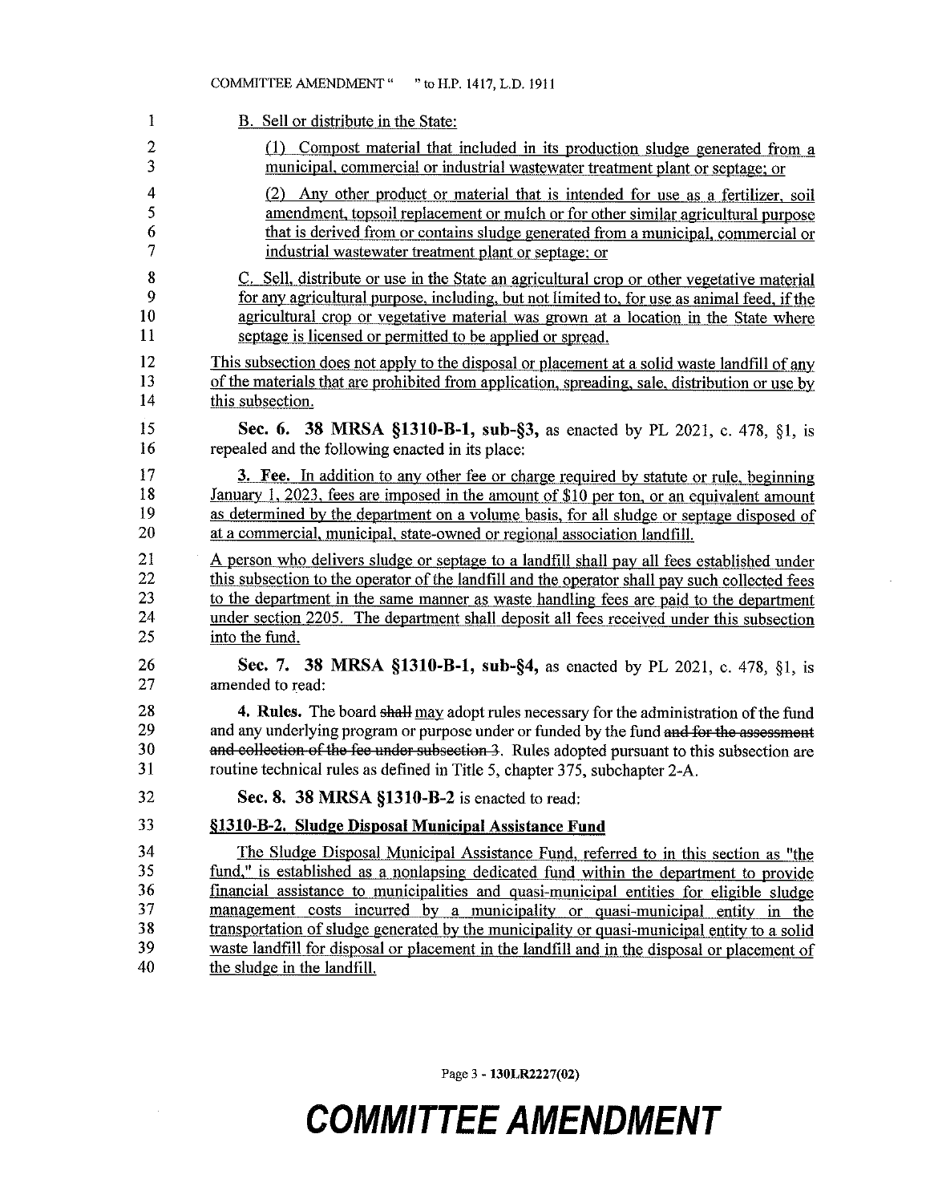B. Sell or distribute in the State:

(1) Compost material that included in its production sludge generated from a municipal, commercial or industrial wastewater treatment plant or septage; or

(2) Any other product or material that is intended for use as a fertilizer, soil amendment, topsoil replacement or mulch or for other similar agricultural purpose that is derived from or contains sludge generated from a municipal, commercial or industrial wastewater treatment plant or septage; or

C. Sell, distribute or use in the State an agricultural crop or other vegetative material for any agricultural purpose, including, but not limited to, for use as animal feed, if the agricultural crop or vegetative material was grown at a location in the State where septage is licensed or permitted to be applied or spread.

This subsection does not apply to the disposal or placement at a solid waste landfill of any of the materials that are prohibited from application, spreading, sale, distribution or use by this subsection.

**Sec. 6. 38 MRSA §1310-B-1, sub-§3,** as enacted by PL 2021, c. 478, §1, is repealed and the following enacted in its place:

**3. Fee.** In addition to any other fee or charge required by statute or rule, beginning January 1, 2023, fees are imposed in the amount of $10 per ton, or an equivalent amount as determined by the department on a volume basis, for all sludge or septage disposed of at a commercial, municipal, state-owned or regional association landfill.

A person who delivers sludge or septage to a landfill shall pay all fees established under this subsection to the operator of the landfill and the operator shall pay such collected fees to the department in the same manner as waste handling fees are paid to the department under section 2205. The department shall deposit all fees received under this subsection into the fund.

**Sec. 7. 38 MRSA §1310-B-1, sub-§4,** as enacted by PL 2021, c. 478, §1, is amended to read:

**4. Rules.** The board ~~shall~~ may adopt rules necessary for the administration of the fund and any underlying program or purpose under or funded by the fund ~~and for the assessment and collection of the fee under subsection 3~~. Rules adopted pursuant to this subsection are routine technical rules as defined in Title 5, chapter 375, subchapter 2-A.

**Sec. 8. 38 MRSA §1310-B-2** is enacted to read:

**§1310-B-2. Sludge Disposal Municipal Assistance Fund**

The Sludge Disposal Municipal Assistance Fund, referred to in this section as "the fund," is established as a nonlapsing dedicated fund within the department to provide financial assistance to municipalities and quasi-municipal entities for eligible sludge management costs incurred by a municipality or quasi-municipal entity in the transportation of sludge generated by the municipality or quasi-municipal entity to a solid waste landfill for disposal or placement in the landfill and in the disposal or placement of the sludge in the landfill.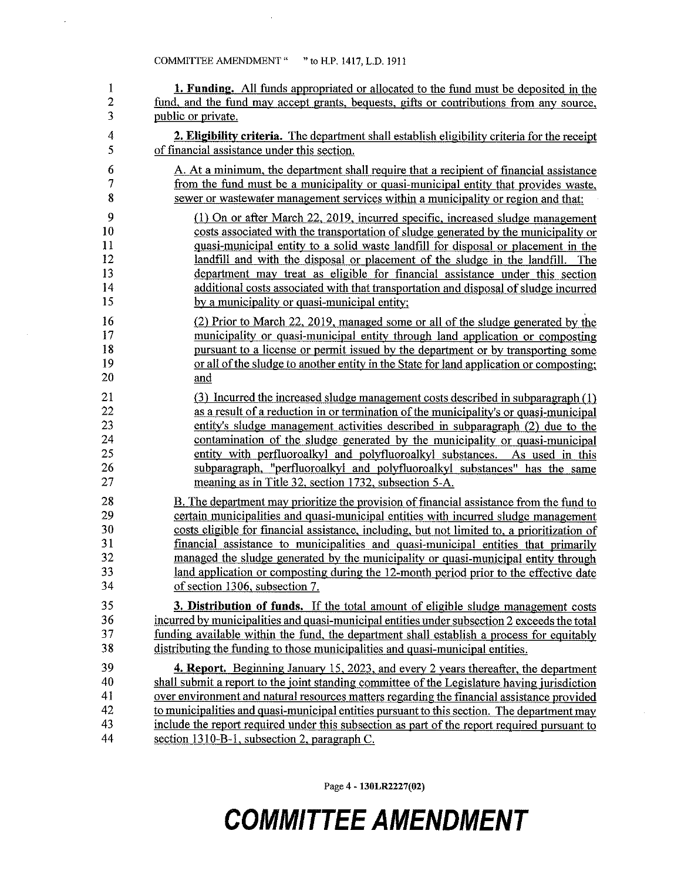**1. Funding.** All funds appropriated or allocated to the fund must be deposited in the fund, and the fund may accept grants, bequests, gifts or contributions from any source, public or private.

**2. Eligibility criteria.** The department shall establish eligibility criteria for the receipt of financial assistance under this section.

A. At a minimum, the department shall require that a recipient of financial assistance from the fund must be a municipality or quasi-municipal entity that provides waste, sewer or wastewater management services within a municipality or region and that:

(1) On or after March 22, 2019, incurred specific, increased sludge management costs associated with the transportation of sludge generated by the municipality or quasi-municipal entity to a solid waste landfill for disposal or placement in the landfill and with the disposal or placement of the sludge in the landfill. The department may treat as eligible for financial assistance under this section additional costs associated with that transportation and disposal of sludge incurred by a municipality or quasi-municipal entity;

(2) Prior to March 22, 2019, managed some or all of the sludge generated by the municipality or quasi-municipal entity through land application or composting pursuant to a license or permit issued by the department or by transporting some or all of the sludge to another entity in the State for land application or composting; and

(3) Incurred the increased sludge management costs described in subparagraph (1) as a result of a reduction in or termination of the municipality's or quasi-municipal entity's sludge management activities described in subparagraph (2) due to the contamination of the sludge generated by the municipality or quasi-municipal entity with perfluoroalkyl and polyfluoroalkyl substances. As used in this subparagraph, "perfluoroalkyl and polyfluoroalkyl substances" has the same meaning as in Title 32, section 1732, subsection 5-A.

B. The department may prioritize the provision of financial assistance from the fund to certain municipalities and quasi-municipal entities with incurred sludge management costs eligible for financial assistance, including, but not limited to, a prioritization of financial assistance to municipalities and quasi-municipal entities that primarily managed the sludge generated by the municipality or quasi-municipal entity through land application or composting during the 12-month period prior to the effective date of section 1306, subsection 7.

**3. Distribution of funds.** If the total amount of eligible sludge management costs incurred by municipalities and quasi-municipal entities under subsection 2 exceeds the total funding available within the fund, the department shall establish a process for equitably distributing the funding to those municipalities and quasi-municipal entities.

**4. Report.** Beginning January 15, 2023, and every 2 years thereafter, the department shall submit a report to the joint standing committee of the Legislature having jurisdiction over environment and natural resources matters regarding the financial assistance provided to municipalities and quasi-municipal entities pursuant to this section. The department may include the report required under this subsection as part of the report required pursuant to section 1310-B-1, subsection 2, paragraph C.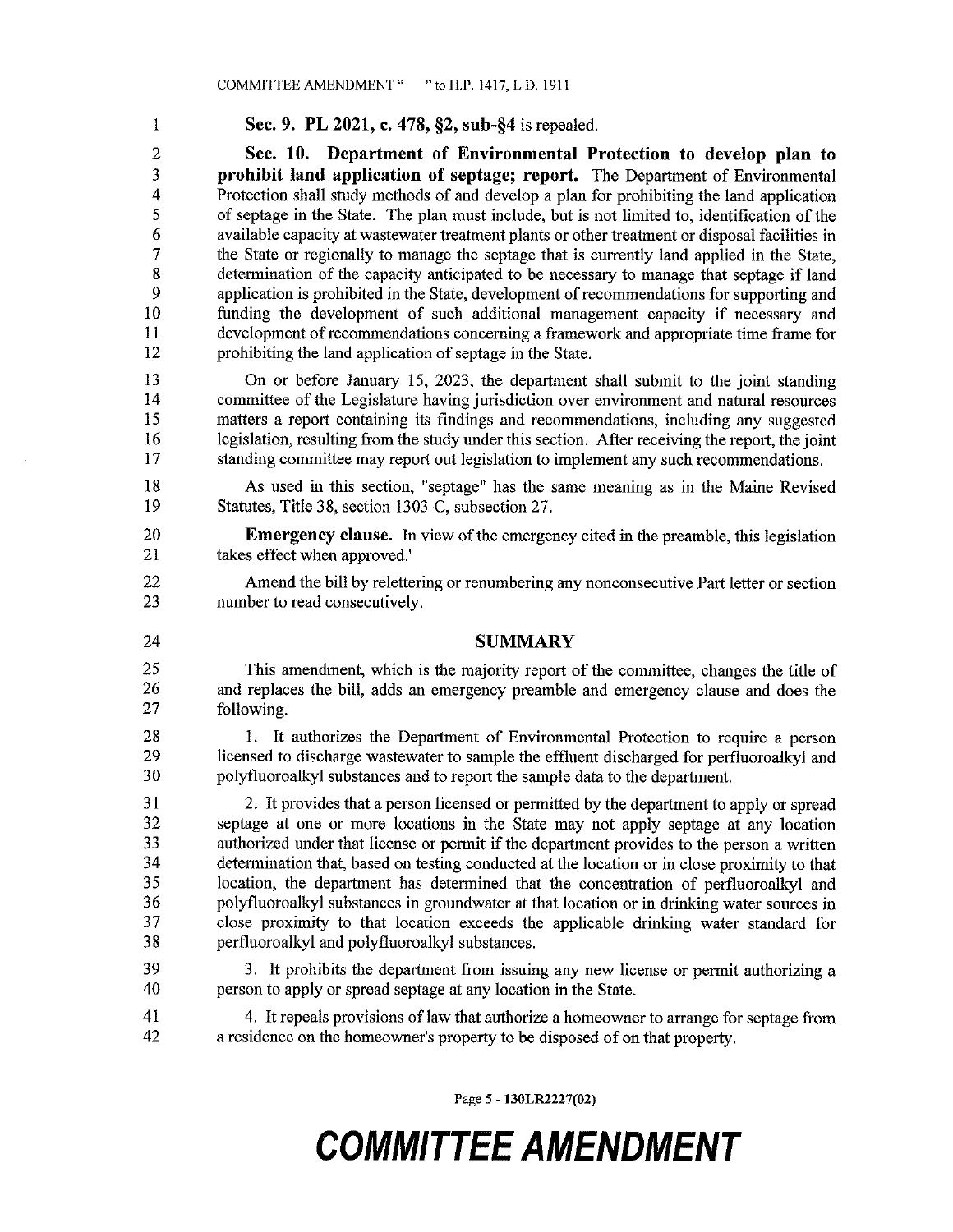**Sec. 9. PL 2021, c. 478, §2, sub-§4** is repealed.

**Sec. 10. Department of Environmental Protection to develop plan to prohibit land application of septage; report.** The Department of Environmental Protection shall study methods of and develop a plan for prohibiting the land application of septage in the State. The plan must include, but is not limited to, identification of the available capacity at wastewater treatment plants or other treatment or disposal facilities in the State or regionally to manage the septage that is currently land applied in the State, determination of the capacity anticipated to be necessary to manage that septage if land application is prohibited in the State, development of recommendations for supporting and funding the development of such additional management capacity if necessary and development of recommendations concerning a framework and appropriate time frame for prohibiting the land application of septage in the State.

On or before January 15, 2023, the department shall submit to the joint standing committee of the Legislature having jurisdiction over environment and natural resources matters a report containing its findings and recommendations, including any suggested legislation, resulting from the study under this section. After receiving the report, the joint standing committee may report out legislation to implement any such recommendations.

As used in this section, "septage" has the same meaning as in the Maine Revised Statutes, Title 38, section 1303-C, subsection 27.

**Emergency clause.** In view of the emergency cited in the preamble, this legislation takes effect when approved.'

Amend the bill by relettering or renumbering any nonconsecutive Part letter or section number to read consecutively.

## SUMMARY

This amendment, which is the majority report of the committee, changes the title of and replaces the bill, adds an emergency preamble and emergency clause and does the following.

1. It authorizes the Department of Environmental Protection to require a person licensed to discharge wastewater to sample the effluent discharged for perfluoroalkyl and polyfluoroalkyl substances and to report the sample data to the department.

2. It provides that a person licensed or permitted by the department to apply or spread septage at one or more locations in the State may not apply septage at any location authorized under that license or permit if the department provides to the person a written determination that, based on testing conducted at the location or in close proximity to that location, the department has determined that the concentration of perfluoroalkyl and polyfluoroalkyl substances in groundwater at that location or in drinking water sources in close proximity to that location exceeds the applicable drinking water standard for perfluoroalkyl and polyfluoroalkyl substances.

3. It prohibits the department from issuing any new license or permit authorizing a person to apply or spread septage at any location in the State.

4. It repeals provisions of law that authorize a homeowner to arrange for septage from a residence on the homeowner's property to be disposed of on that property.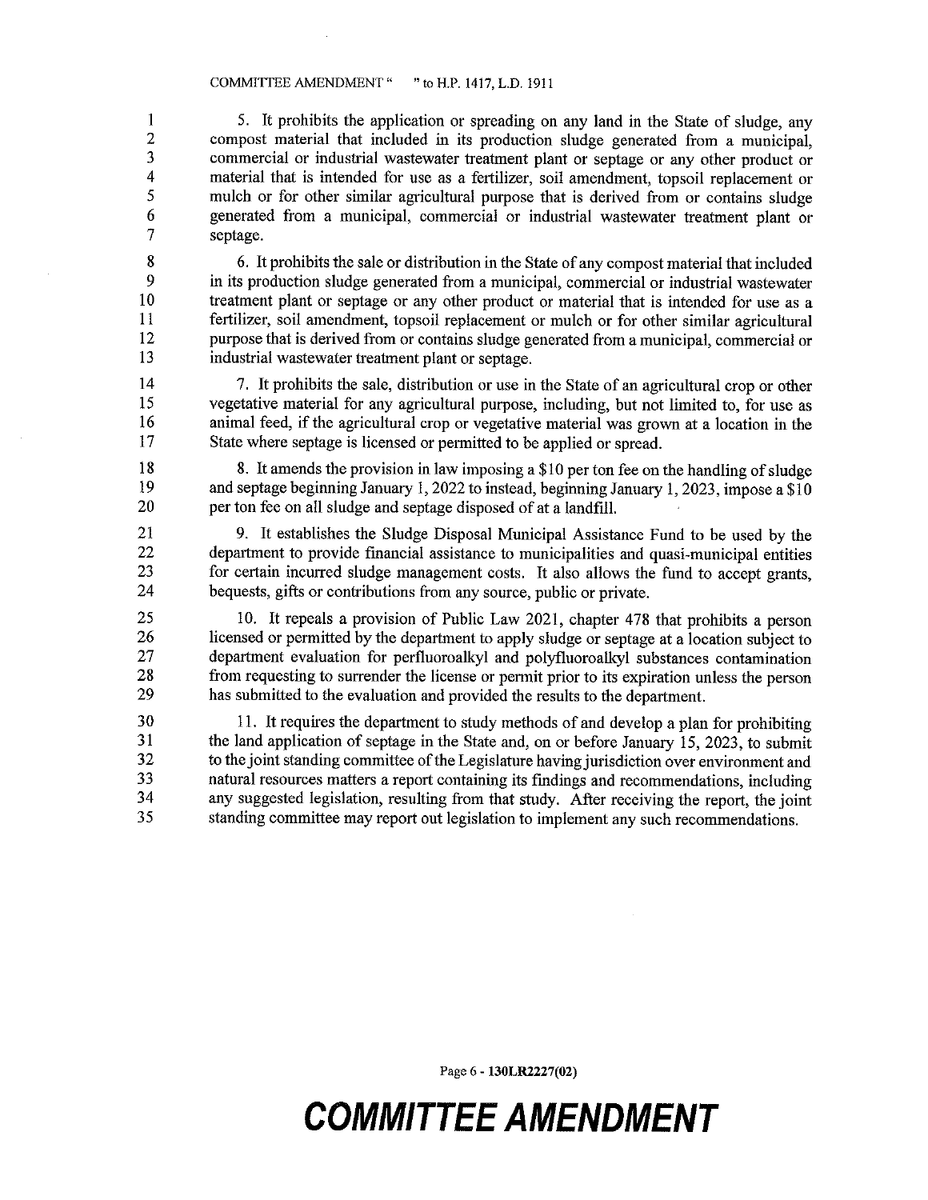5. It prohibits the application or spreading on any land in the State of sludge, any compost material that included in its production sludge generated from a municipal, commercial or industrial wastewater treatment plant or septage or any other product or material that is intended for use as a fertilizer, soil amendment, topsoil replacement or mulch or for other similar agricultural purpose that is derived from or contains sludge generated from a municipal, commercial or industrial wastewater treatment plant or septage.

6. It prohibits the sale or distribution in the State of any compost material that included in its production sludge generated from a municipal, commercial or industrial wastewater treatment plant or septage or any other product or material that is intended for use as a fertilizer, soil amendment, topsoil replacement or mulch or for other similar agricultural purpose that is derived from or contains sludge generated from a municipal, commercial or industrial wastewater treatment plant or septage.

7. It prohibits the sale, distribution or use in the State of an agricultural crop or other vegetative material for any agricultural purpose, including, but not limited to, for use as animal feed, if the agricultural crop or vegetative material was grown at a location in the State where septage is licensed or permitted to be applied or spread.

8. It amends the provision in law imposing a $10 per ton fee on the handling of sludge and septage beginning January 1, 2022 to instead, beginning January 1, 2023, impose a $10 per ton fee on all sludge and septage disposed of at a landfill.

9. It establishes the Sludge Disposal Municipal Assistance Fund to be used by the department to provide financial assistance to municipalities and quasi-municipal entities for certain incurred sludge management costs. It also allows the fund to accept grants, bequests, gifts or contributions from any source, public or private.

10. It repeals a provision of Public Law 2021, chapter 478 that prohibits a person licensed or permitted by the department to apply sludge or septage at a location subject to department evaluation for perfluoroalkyl and polyfluoroalkyl substances contamination from requesting to surrender the license or permit prior to its expiration unless the person has submitted to the evaluation and provided the results to the department.

11. It requires the department to study methods of and develop a plan for prohibiting the land application of septage in the State and, on or before January 15, 2023, to submit to the joint standing committee of the Legislature having jurisdiction over environment and natural resources matters a report containing its findings and recommendations, including any suggested legislation, resulting from that study. After receiving the report, the joint standing committee may report out legislation to implement any such recommendations.